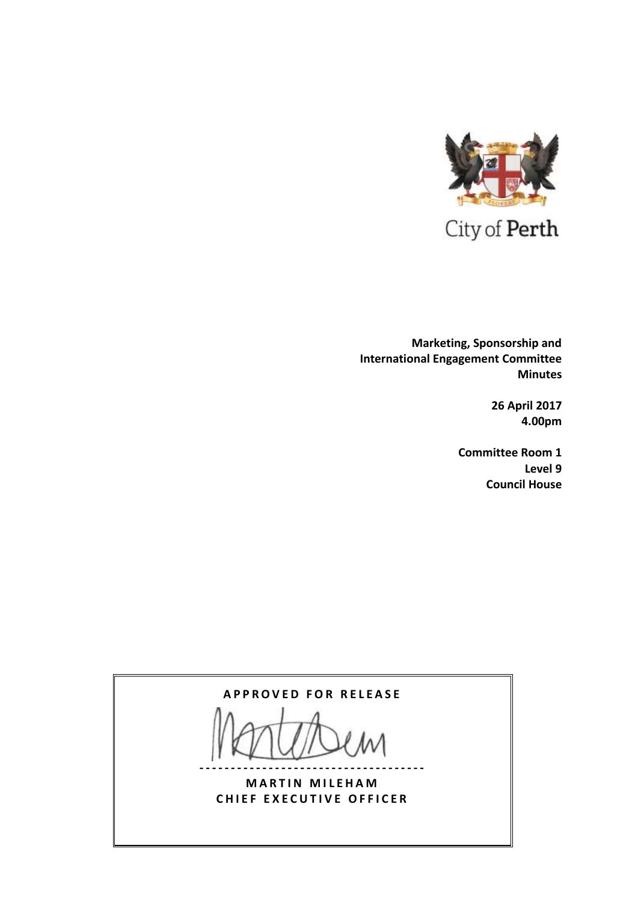City of Perth

**Marketing, Sponsorship and International Engagement Committee Minutes**

**26 April 2017**
**4.00pm**

**Committee Room 1**
**Level 9**
**Council House**

**APPROVED FOR RELEASE**

**MARTIN MILEHAM**
**CHIEF EXECUTIVE OFFICER**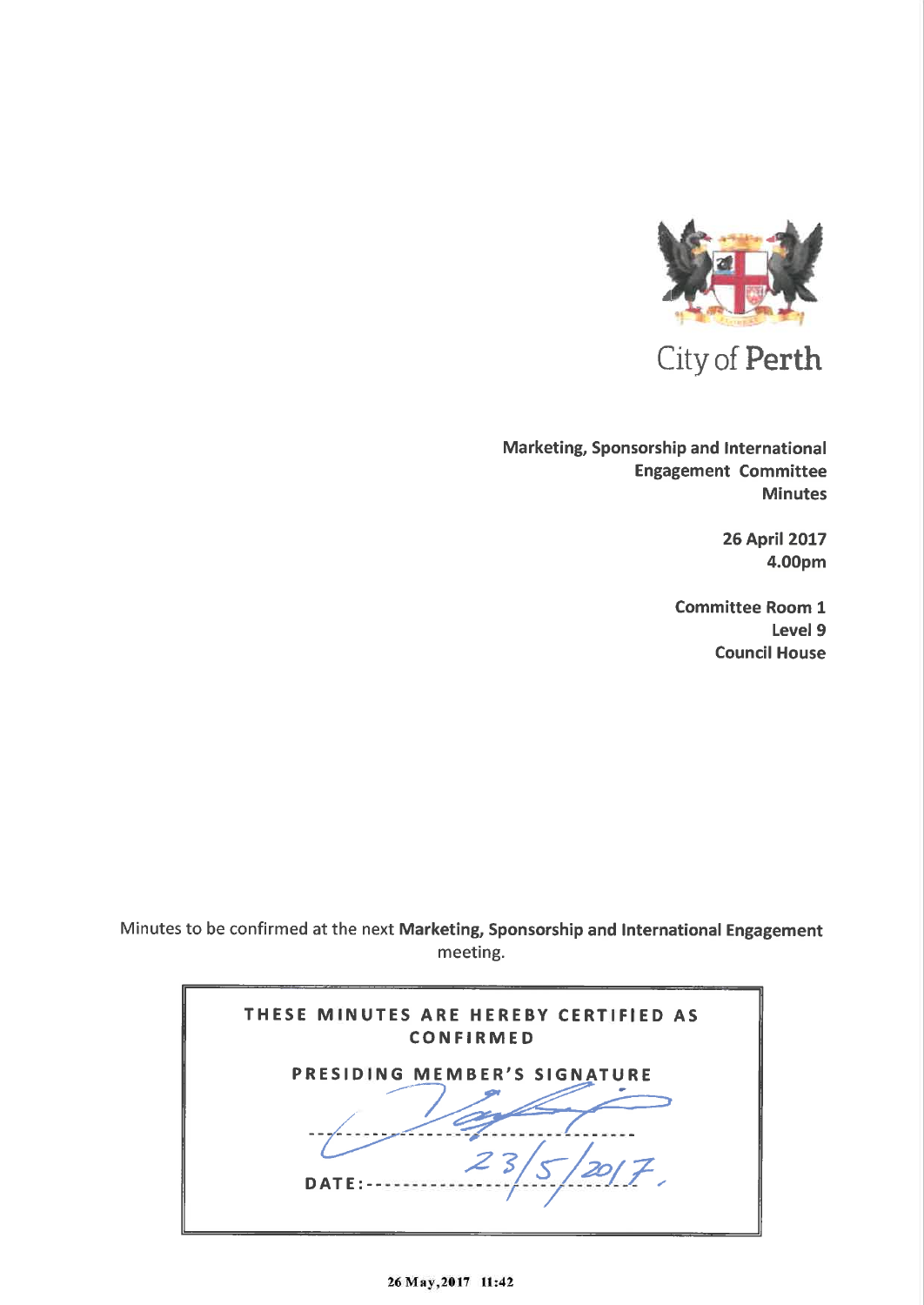City of Perth

**Marketing, Sponsorship and International Engagement Committee Minutes**

**26 April 2017**
**4.00pm**

**Committee Room 1**
**Level 9**
**Council House**

Minutes to be confirmed at the next **Marketing, Sponsorship and International Engagement** meeting.

| THESE MINUTES ARE HEREBY CERTIFIED AS CONFIRMED |
|---|
| PRESIDING MEMBER'S SIGNATURE |
| ------------------------------------ |
| DATE: 23/5/2017. |

26 May,2017 11:42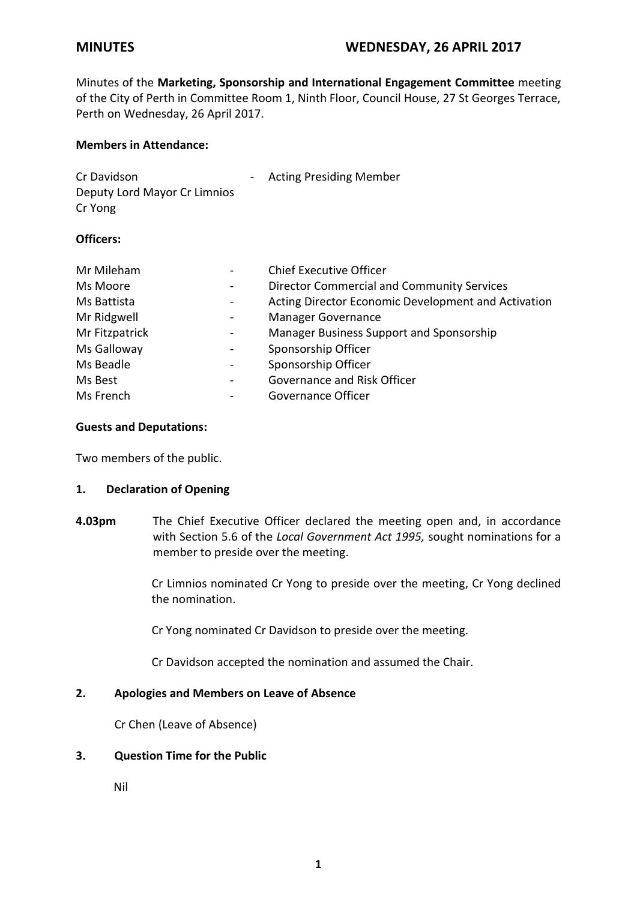**MINUTES** **WEDNESDAY, 26 APRIL 2017**

Minutes of the **Marketing, Sponsorship and International Engagement Committee** meeting of the City of Perth in Committee Room 1, Ninth Floor, Council House, 27 St Georges Terrace, Perth on Wednesday, 26 April 2017.

**Members in Attendance:**

Cr Davidson - Acting Presiding Member
Deputy Lord Mayor Cr Limnios
Cr Yong

**Officers:**

| | | |
|---|---|---|
| Mr Mileham | - | Chief Executive Officer |
| Ms Moore | - | Director Commercial and Community Services |
| Ms Battista | - | Acting Director Economic Development and Activation |
| Mr Ridgwell | - | Manager Governance |
| Mr Fitzpatrick | - | Manager Business Support and Sponsorship |
| Ms Galloway | - | Sponsorship Officer |
| Ms Beadle | - | Sponsorship Officer |
| Ms Best | - | Governance and Risk Officer |
| Ms French | - | Governance Officer |

**Guests and Deputations:**

Two members of the public.

## 1. Declaration of Opening

**4.03pm** The Chief Executive Officer declared the meeting open and, in accordance with Section 5.6 of the *Local Government Act 1995,* sought nominations for a member to preside over the meeting.

Cr Limnios nominated Cr Yong to preside over the meeting, Cr Yong declined the nomination.

Cr Yong nominated Cr Davidson to preside over the meeting.

Cr Davidson accepted the nomination and assumed the Chair.

## 2. Apologies and Members on Leave of Absence

Cr Chen (Leave of Absence)

## 3. Question Time for the Public

Nil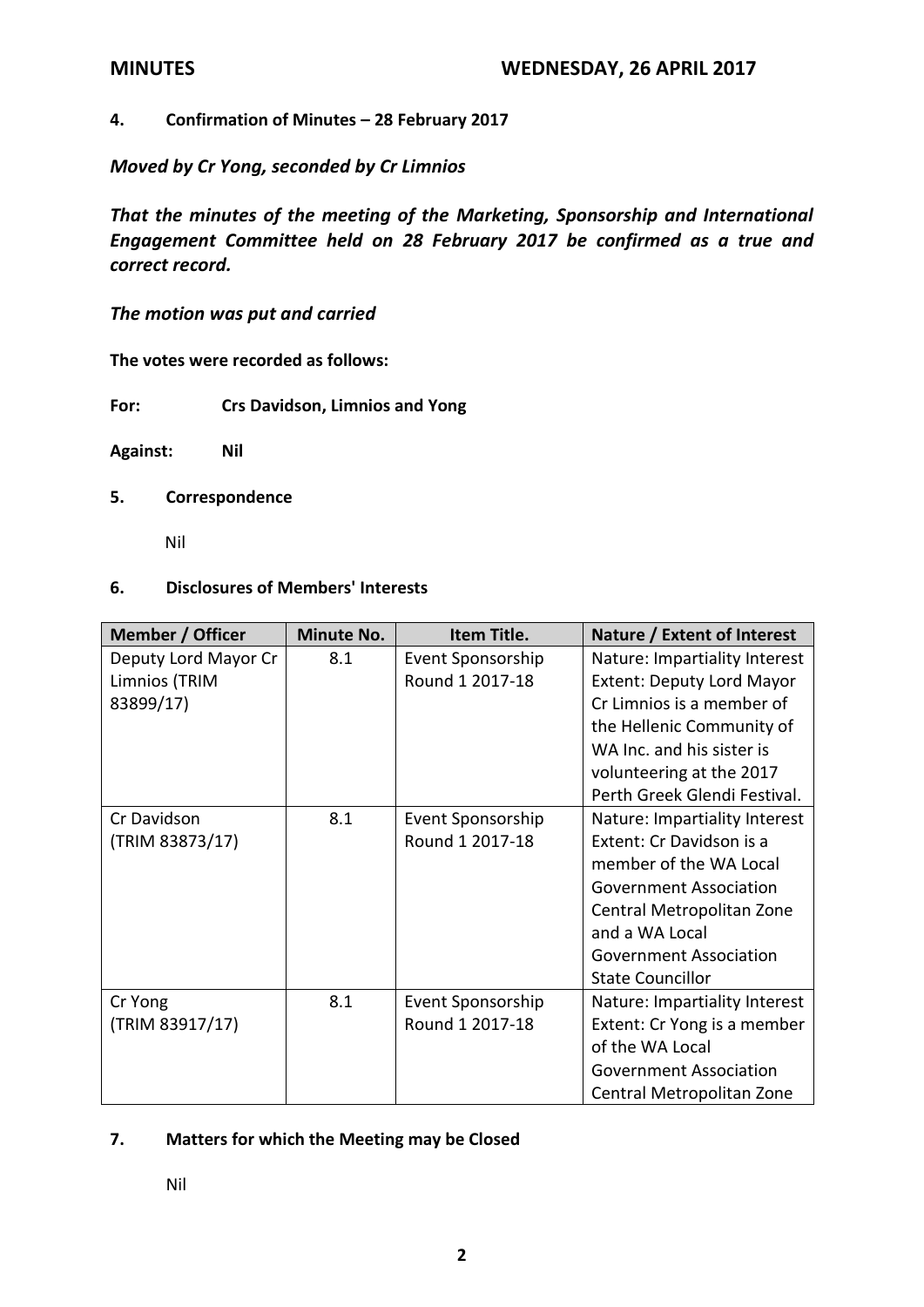**4. Confirmation of Minutes – 28 February 2017**

***Moved by Cr Yong, seconded by Cr Limnios***

***That the minutes of the meeting of the Marketing, Sponsorship and International Engagement Committee held on 28 February 2017 be confirmed as a true and correct record.***

***The motion was put and carried***

**The votes were recorded as follows:**

**For: Crs Davidson, Limnios and Yong**

**Against: Nil**

**5. Correspondence**

Nil

**6. Disclosures of Members' Interests**

| Member / Officer | Minute No. | Item Title. | Nature / Extent of Interest |
|---|---|---|---|
| Deputy Lord Mayor Cr Limnios (TRIM 83899/17) | 8.1 | Event Sponsorship Round 1 2017-18 | Nature: Impartiality Interest Extent: Deputy Lord Mayor Cr Limnios is a member of the Hellenic Community of WA Inc. and his sister is volunteering at the 2017 Perth Greek Glendi Festival. |
| Cr Davidson (TRIM 83873/17) | 8.1 | Event Sponsorship Round 1 2017-18 | Nature: Impartiality Interest Extent: Cr Davidson is a member of the WA Local Government Association Central Metropolitan Zone and a WA Local Government Association State Councillor |
| Cr Yong (TRIM 83917/17) | 8.1 | Event Sponsorship Round 1 2017-18 | Nature: Impartiality Interest Extent: Cr Yong is a member of the WA Local Government Association Central Metropolitan Zone |

**7. Matters for which the Meeting may be Closed**

Nil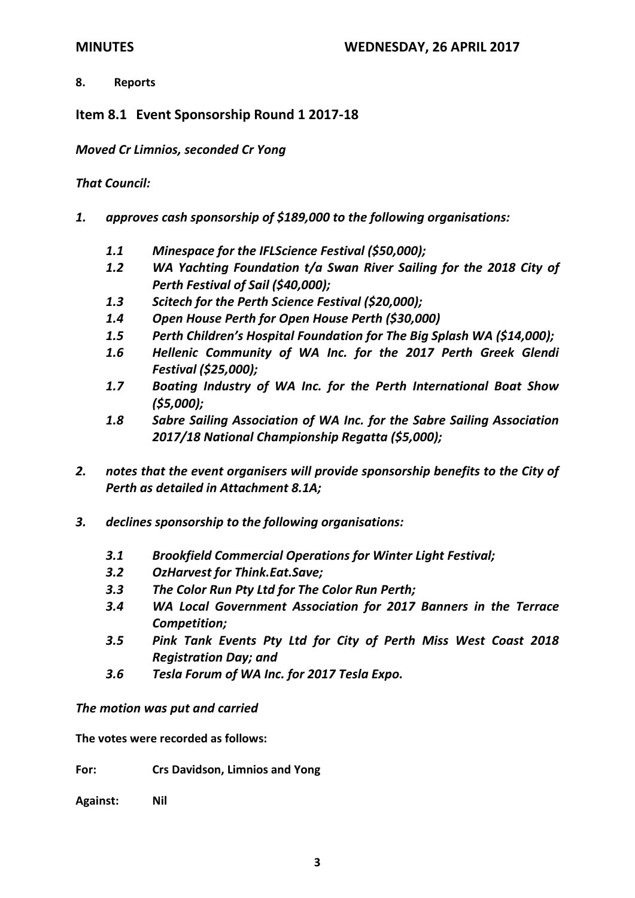## 8. Reports

## Item 8.1 Event Sponsorship Round 1 2017-18

***Moved Cr Limnios, seconded Cr Yong***

***That Council:***

1. ***approves cash sponsorship of $189,000 to the following organisations:***

   ***1.1 Minespace for the IFLScience Festival ($50,000);***
   ***1.2 WA Yachting Foundation t/a Swan River Sailing for the 2018 City of Perth Festival of Sail ($40,000);***
   ***1.3 Scitech for the Perth Science Festival ($20,000);***
   ***1.4 Open House Perth for Open House Perth ($30,000)***
   ***1.5 Perth Children's Hospital Foundation for The Big Splash WA ($14,000);***
   ***1.6 Hellenic Community of WA Inc. for the 2017 Perth Greek Glendi Festival ($25,000);***
   ***1.7 Boating Industry of WA Inc. for the Perth International Boat Show ($5,000);***
   ***1.8 Sabre Sailing Association of WA Inc. for the Sabre Sailing Association 2017/18 National Championship Regatta ($5,000);***

2. ***notes that the event organisers will provide sponsorship benefits to the City of Perth as detailed in Attachment 8.1A;***

3. ***declines sponsorship to the following organisations:***

   ***3.1 Brookfield Commercial Operations for Winter Light Festival;***
   ***3.2 OzHarvest for Think.Eat.Save;***
   ***3.3 The Color Run Pty Ltd for The Color Run Perth;***
   ***3.4 WA Local Government Association for 2017 Banners in the Terrace Competition;***
   ***3.5 Pink Tank Events Pty Ltd for City of Perth Miss West Coast 2018 Registration Day; and***
   ***3.6 Tesla Forum of WA Inc. for 2017 Tesla Expo.***

***The motion was put and carried***

**The votes were recorded as follows:**

**For:** **Crs Davidson, Limnios and Yong**

**Against:** **Nil**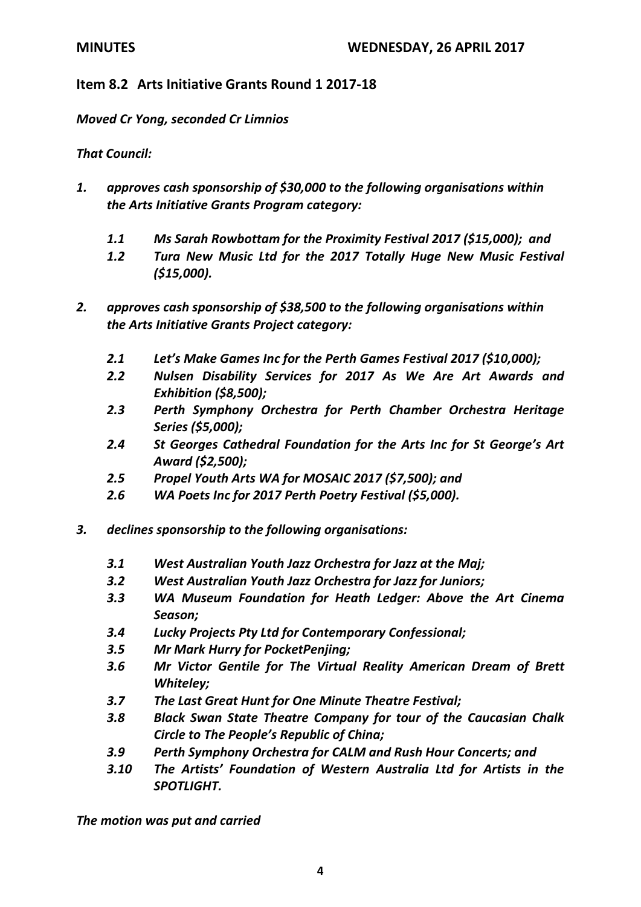## Item 8.2 Arts Initiative Grants Round 1 2017-18

***Moved Cr Yong, seconded Cr Limnios***

***That Council:***

1. ***approves cash sponsorship of $30,000 to the following organisations within the Arts Initiative Grants Program category:***

   1.1 ***Ms Sarah Rowbottam for the Proximity Festival 2017 ($15,000); and***

   1.2 ***Tura New Music Ltd for the 2017 Totally Huge New Music Festival ($15,000).***

2. ***approves cash sponsorship of $38,500 to the following organisations within the Arts Initiative Grants Project category:***

   2.1 ***Let's Make Games Inc for the Perth Games Festival 2017 ($10,000);***

   2.2 ***Nulsen Disability Services for 2017 As We Are Art Awards and Exhibition ($8,500);***

   2.3 ***Perth Symphony Orchestra for Perth Chamber Orchestra Heritage Series ($5,000);***

   2.4 ***St Georges Cathedral Foundation for the Arts Inc for St George's Art Award ($2,500);***

   2.5 ***Propel Youth Arts WA for MOSAIC 2017 ($7,500); and***

   2.6 ***WA Poets Inc for 2017 Perth Poetry Festival ($5,000).***

3. ***declines sponsorship to the following organisations:***

   3.1 ***West Australian Youth Jazz Orchestra for Jazz at the Maj;***

   3.2 ***West Australian Youth Jazz Orchestra for Jazz for Juniors;***

   3.3 ***WA Museum Foundation for Heath Ledger: Above the Art Cinema Season;***

   3.4 ***Lucky Projects Pty Ltd for Contemporary Confessional;***

   3.5 ***Mr Mark Hurry for PocketPenjing;***

   3.6 ***Mr Victor Gentile for The Virtual Reality American Dream of Brett Whiteley;***

   3.7 ***The Last Great Hunt for One Minute Theatre Festival;***

   3.8 ***Black Swan State Theatre Company for tour of the Caucasian Chalk Circle to The People's Republic of China;***

   3.9 ***Perth Symphony Orchestra for CALM and Rush Hour Concerts; and***

   3.10 ***The Artists' Foundation of Western Australia Ltd for Artists in the SPOTLIGHT.***

***The motion was put and carried***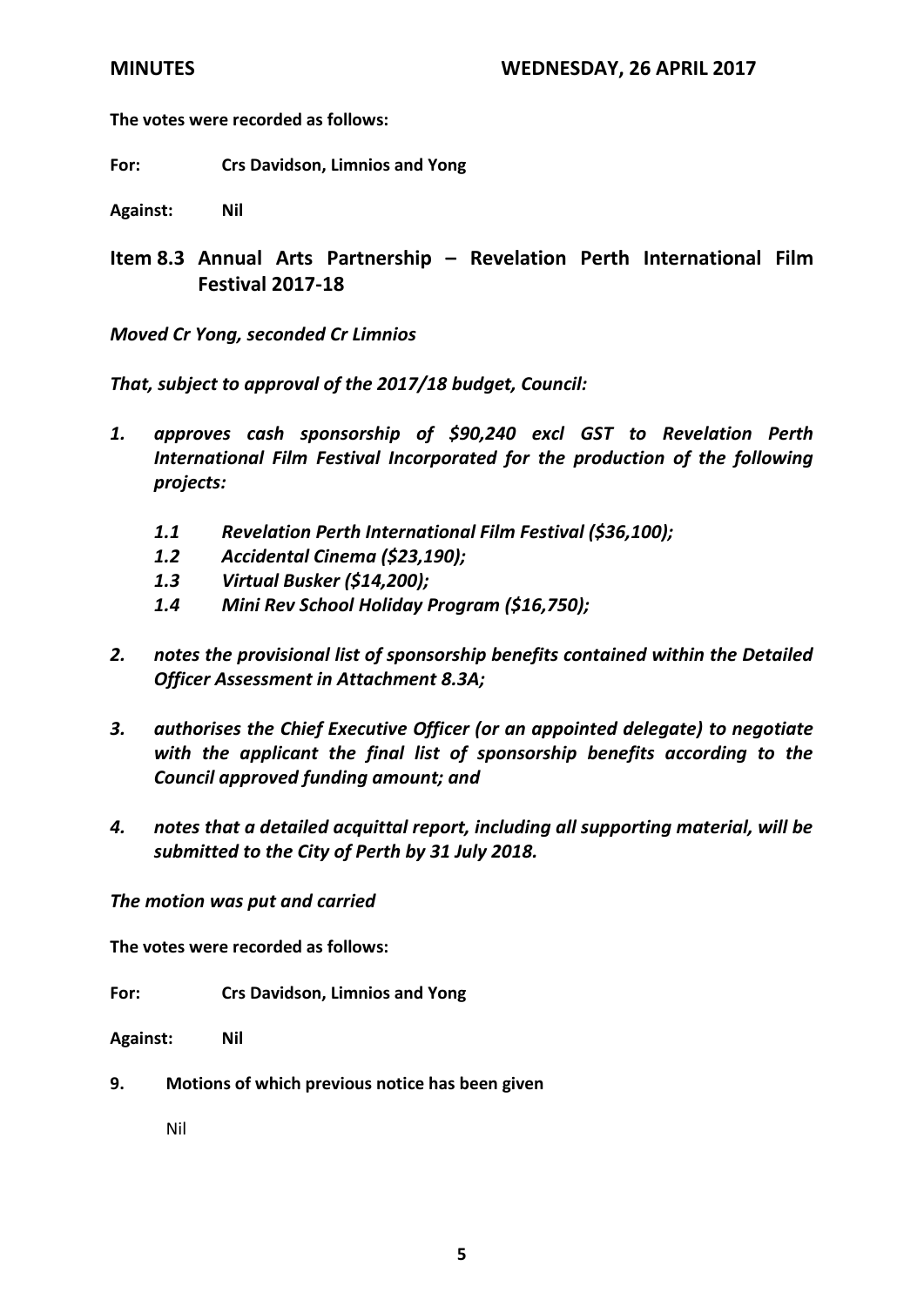**The votes were recorded as follows:**

**For:** **Crs Davidson, Limnios and Yong**

**Against:** **Nil**

## Item 8.3 Annual Arts Partnership – Revelation Perth International Film Festival 2017-18

***Moved Cr Yong, seconded Cr Limnios***

***That, subject to approval of the 2017/18 budget, Council:***

***1. approves cash sponsorship of $90,240 excl GST to Revelation Perth International Film Festival Incorporated for the production of the following projects:***

***1.1 Revelation Perth International Film Festival ($36,100);***
***1.2 Accidental Cinema ($23,190);***
***1.3 Virtual Busker ($14,200);***
***1.4 Mini Rev School Holiday Program ($16,750);***

***2. notes the provisional list of sponsorship benefits contained within the Detailed Officer Assessment in Attachment 8.3A;***

***3. authorises the Chief Executive Officer (or an appointed delegate) to negotiate with the applicant the final list of sponsorship benefits according to the Council approved funding amount; and***

***4. notes that a detailed acquittal report, including all supporting material, will be submitted to the City of Perth by 31 July 2018.***

***The motion was put and carried***

**The votes were recorded as follows:**

**For:** **Crs Davidson, Limnios and Yong**

**Against:** **Nil**

**9. Motions of which previous notice has been given**

Nil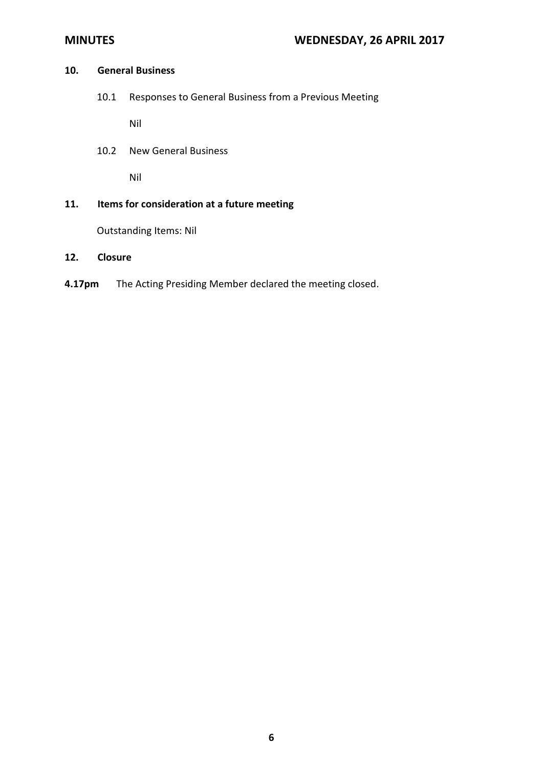## 10. General Business

10.1 Responses to General Business from a Previous Meeting

Nil

10.2 New General Business

Nil

## 11. Items for consideration at a future meeting

Outstanding Items: Nil

## 12. Closure

**4.17pm** The Acting Presiding Member declared the meeting closed.